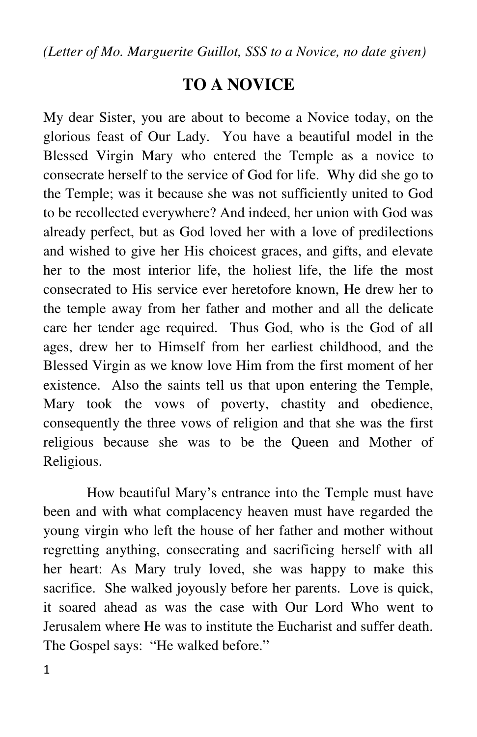*(Letter of Mo. Marguerite Guillot, SSS to a Novice, no date given)*

# TO A NOVICE

My dear Sister, you are about to become a Novice today, on the glorious feast of Our Lady. You have a beautiful model in the Blessed Virgin Mary who entered the Temple as a novice to consecrate herself to the service of God for life. Why did she go to the Temple; was it because she was not sufficiently united to God to be recollected everywhere? And indeed, her union with God was already perfect, but as God loved her with a love of predilections and wished to give her His choicest graces, and gifts, and elevate her to the most interior life, the holiest life, the life the most consecrated to His service ever heretofore known, He drew her to the temple away from her father and mother and all the delicate care her tender age required. Thus God, who is the God of all ages, drew her to Himself from her earliest childhood, and the Blessed Virgin as we know love Him from the first moment of her existence. Also the saints tell us that upon entering the Temple, Mary took the vows of poverty, chastity and obedience, consequently the three vows of religion and that she was the first religious because she was to be the Queen and Mother of Religious.

How beautiful Mary's entrance into the Temple must have been and with what complacency heaven must have regarded the young virgin who left the house of her father and mother without regretting anything, consecrating and sacrificing herself with all her heart: As Mary truly loved, she was happy to make this sacrifice. She walked joyously before her parents. Love is quick, it soared ahead as was the case with Our Lord Who went to Jerusalem where He was to institute the Eucharist and suffer death. The Gospel says: "He walked before."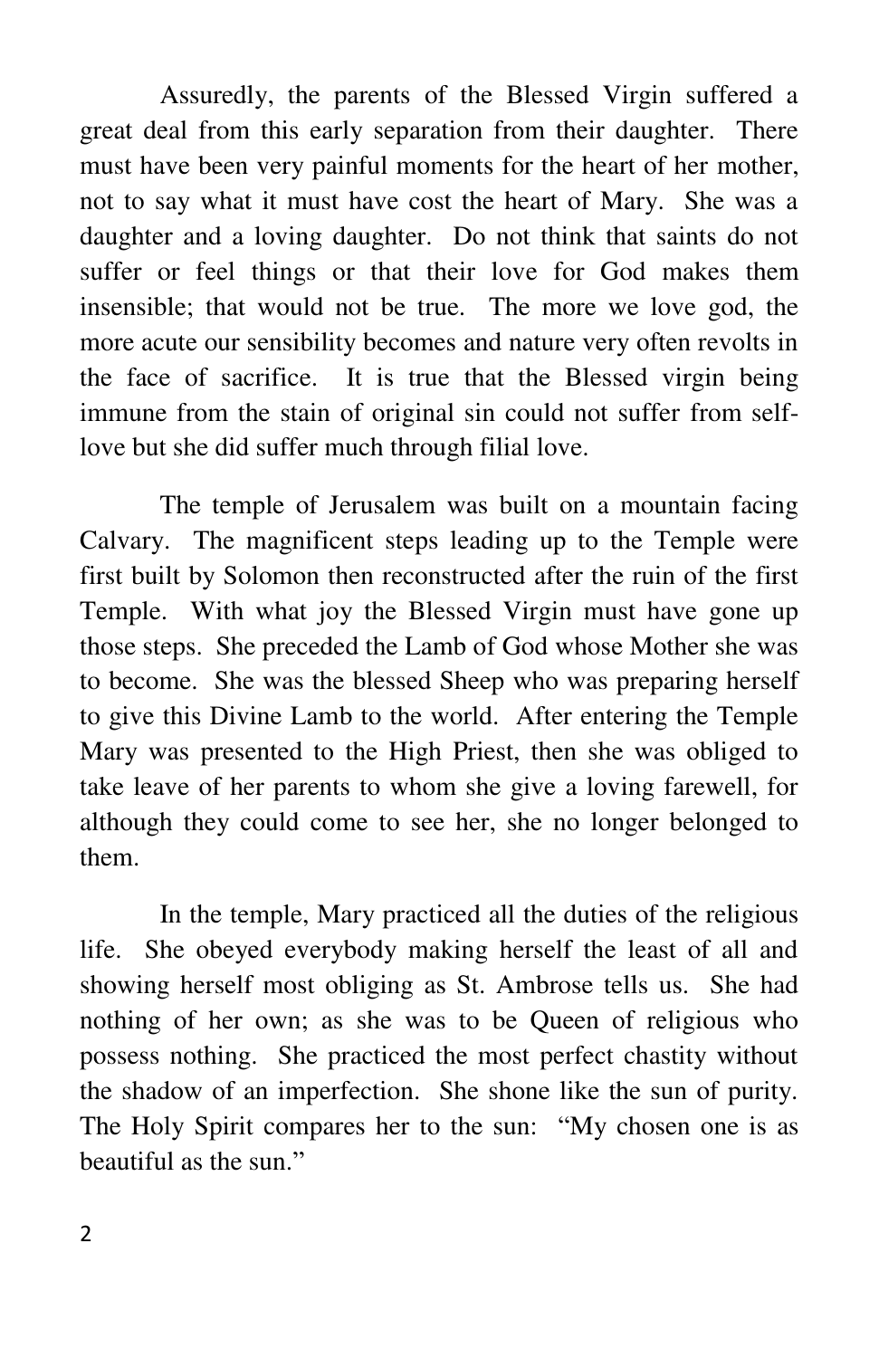Assuredly, the parents of the Blessed Virgin suffered a great deal from this early separation from their daughter. There must have been very painful moments for the heart of her mother, not to say what it must have cost the heart of Mary. She was a daughter and a loving daughter. Do not think that saints do not suffer or feel things or that their love for God makes them insensible; that would not be true. The more we love god, the more acute our sensibility becomes and nature very often revolts in the face of sacrifice. It is true that the Blessed virgin being immune from the stain of original sin could not suffer from self-love but she did suffer much through filial love.

The temple of Jerusalem was built on a mountain facing Calvary. The magnificent steps leading up to the Temple were first built by Solomon then reconstructed after the ruin of the first Temple. With what joy the Blessed Virgin must have gone up those steps. She preceded the Lamb of God whose Mother she was to become. She was the blessed Sheep who was preparing herself to give this Divine Lamb to the world. After entering the Temple Mary was presented to the High Priest, then she was obliged to take leave of her parents to whom she give a loving farewell, for although they could come to see her, she no longer belonged to them.

In the temple, Mary practiced all the duties of the religious life. She obeyed everybody making herself the least of all and showing herself most obliging as St. Ambrose tells us. She had nothing of her own; as she was to be Queen of religious who possess nothing. She practiced the most perfect chastity without the shadow of an imperfection. She shone like the sun of purity. The Holy Spirit compares her to the sun: "My chosen one is as beautiful as the sun."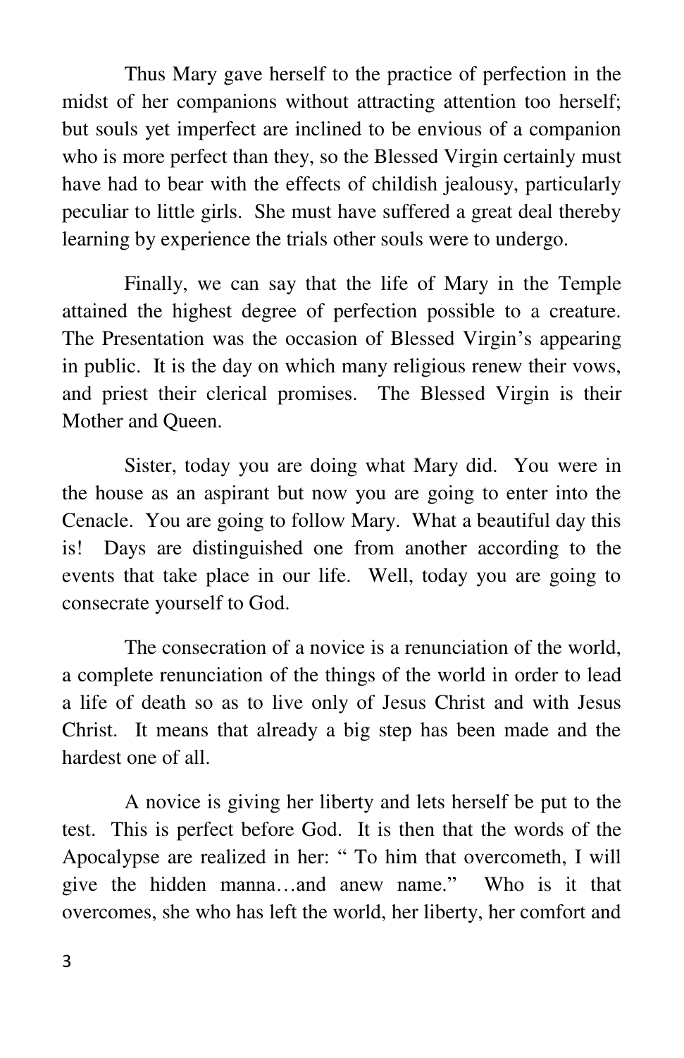Thus Mary gave herself to the practice of perfection in the midst of her companions without attracting attention too herself; but souls yet imperfect are inclined to be envious of a companion who is more perfect than they, so the Blessed Virgin certainly must have had to bear with the effects of childish jealousy, particularly peculiar to little girls. She must have suffered a great deal thereby learning by experience the trials other souls were to undergo.

Finally, we can say that the life of Mary in the Temple attained the highest degree of perfection possible to a creature. The Presentation was the occasion of Blessed Virgin's appearing in public. It is the day on which many religious renew their vows, and priest their clerical promises. The Blessed Virgin is their Mother and Queen.

Sister, today you are doing what Mary did. You were in the house as an aspirant but now you are going to enter into the Cenacle. You are going to follow Mary. What a beautiful day this is! Days are distinguished one from another according to the events that take place in our life. Well, today you are going to consecrate yourself to God.

The consecration of a novice is a renunciation of the world, a complete renunciation of the things of the world in order to lead a life of death so as to live only of Jesus Christ and with Jesus Christ. It means that already a big step has been made and the hardest one of all.

A novice is giving her liberty and lets herself be put to the test. This is perfect before God. It is then that the words of the Apocalypse are realized in her: " To him that overcometh, I will give the hidden manna…and anew name." Who is it that overcomes, she who has left the world, her liberty, her comfort and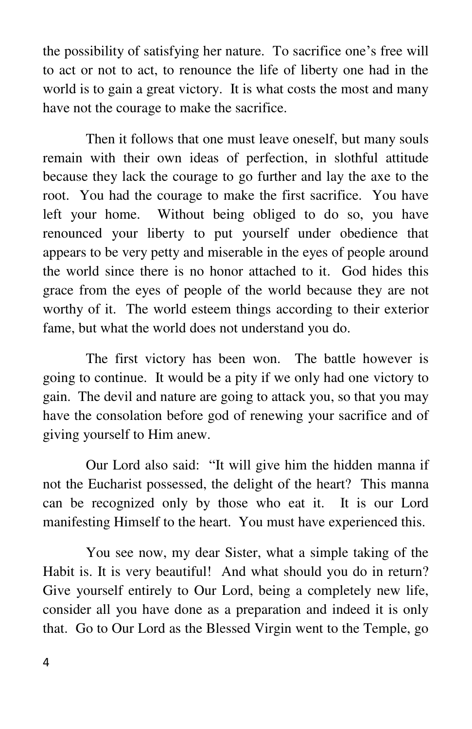the possibility of satisfying her nature. To sacrifice one's free will to act or not to act, to renounce the life of liberty one had in the world is to gain a great victory. It is what costs the most and many have not the courage to make the sacrifice.

Then it follows that one must leave oneself, but many souls remain with their own ideas of perfection, in slothful attitude because they lack the courage to go further and lay the axe to the root. You had the courage to make the first sacrifice. You have left your home. Without being obliged to do so, you have renounced your liberty to put yourself under obedience that appears to be very petty and miserable in the eyes of people around the world since there is no honor attached to it. God hides this grace from the eyes of people of the world because they are not worthy of it. The world esteem things according to their exterior fame, but what the world does not understand you do.

The first victory has been won. The battle however is going to continue. It would be a pity if we only had one victory to gain. The devil and nature are going to attack you, so that you may have the consolation before god of renewing your sacrifice and of giving yourself to Him anew.

Our Lord also said: "It will give him the hidden manna if not the Eucharist possessed, the delight of the heart? This manna can be recognized only by those who eat it. It is our Lord manifesting Himself to the heart. You must have experienced this.

You see now, my dear Sister, what a simple taking of the Habit is. It is very beautiful! And what should you do in return? Give yourself entirely to Our Lord, being a completely new life, consider all you have done as a preparation and indeed it is only that. Go to Our Lord as the Blessed Virgin went to the Temple, go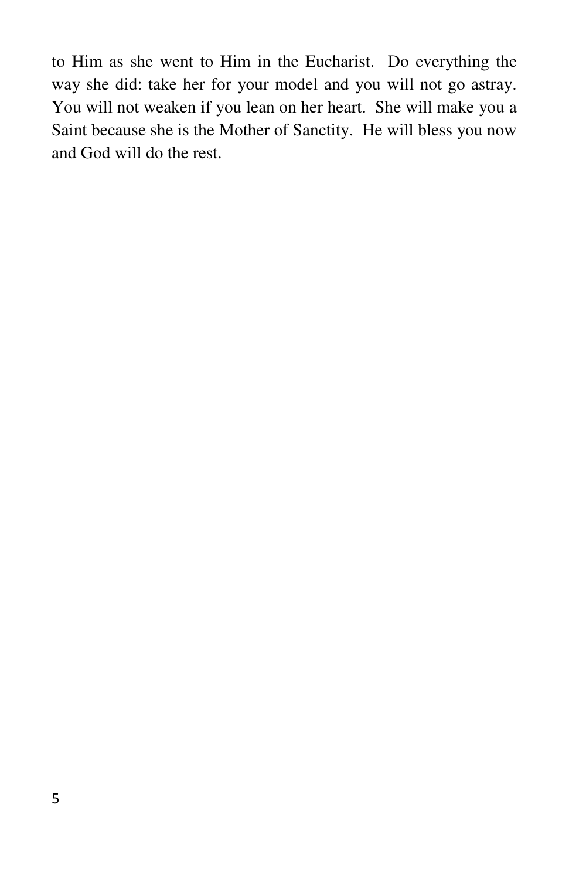to Him as she went to Him in the Eucharist. Do everything the way she did: take her for your model and you will not go astray. You will not weaken if you lean on her heart. She will make you a Saint because she is the Mother of Sanctity. He will bless you now and God will do the rest.